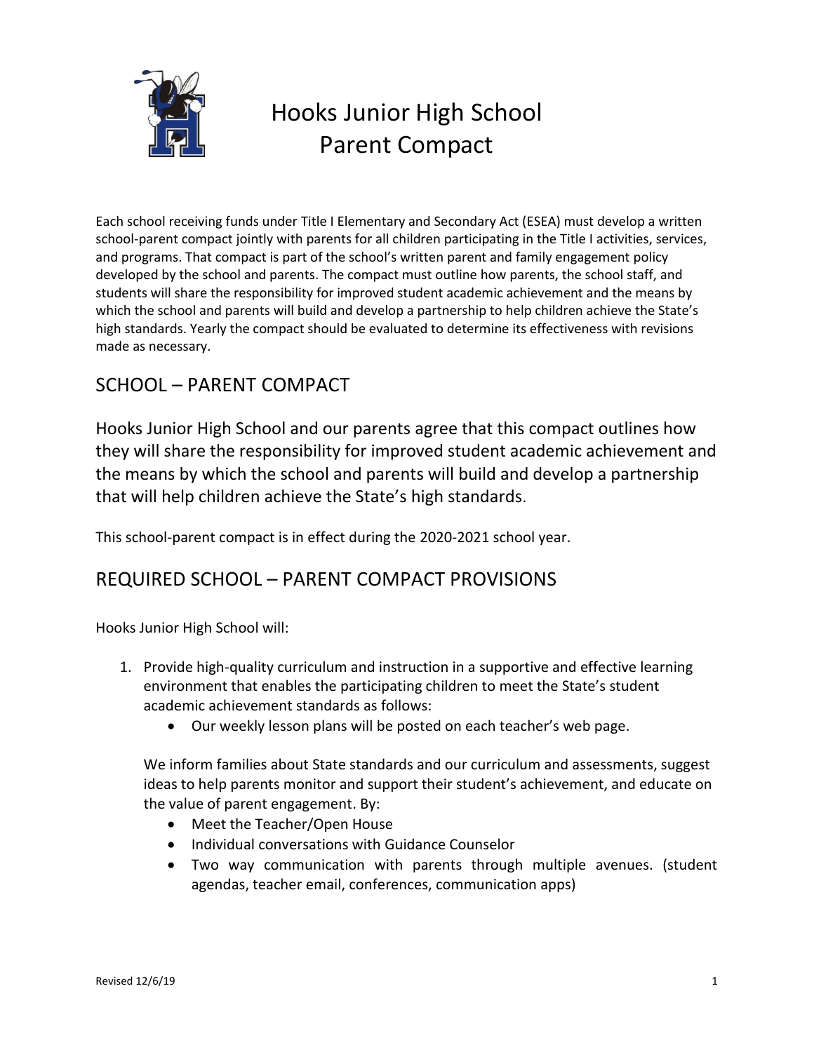# Hooks Junior High School Parent Compact

Each school receiving funds under Title I Elementary and Secondary Act (ESEA) must develop a written school-parent compact jointly with parents for all children participating in the Title I activities, services, and programs. That compact is part of the school's written parent and family engagement policy developed by the school and parents. The compact must outline how parents, the school staff, and students will share the responsibility for improved student academic achievement and the means by which the school and parents will build and develop a partnership to help children achieve the State's high standards. Yearly the compact should be evaluated to determine its effectiveness with revisions made as necessary.

## SCHOOL – PARENT COMPACT

Hooks Junior High School and our parents agree that this compact outlines how they will share the responsibility for improved student academic achievement and the means by which the school and parents will build and develop a partnership that will help children achieve the State's high standards.

This school-parent compact is in effect during the 2020-2021 school year.

## REQUIRED SCHOOL – PARENT COMPACT PROVISIONS

Hooks Junior High School will:

1. Provide high-quality curriculum and instruction in a supportive and effective learning environment that enables the participating children to meet the State's student academic achievement standards as follows:
    - Our weekly lesson plans will be posted on each teacher's web page.

   We inform families about State standards and our curriculum and assessments, suggest ideas to help parents monitor and support their student's achievement, and educate on the value of parent engagement. By:
    - Meet the Teacher/Open House
    - Individual conversations with Guidance Counselor
    - Two way communication with parents through multiple avenues. (student agendas, teacher email, conferences, communication apps)

Revised 12/6/19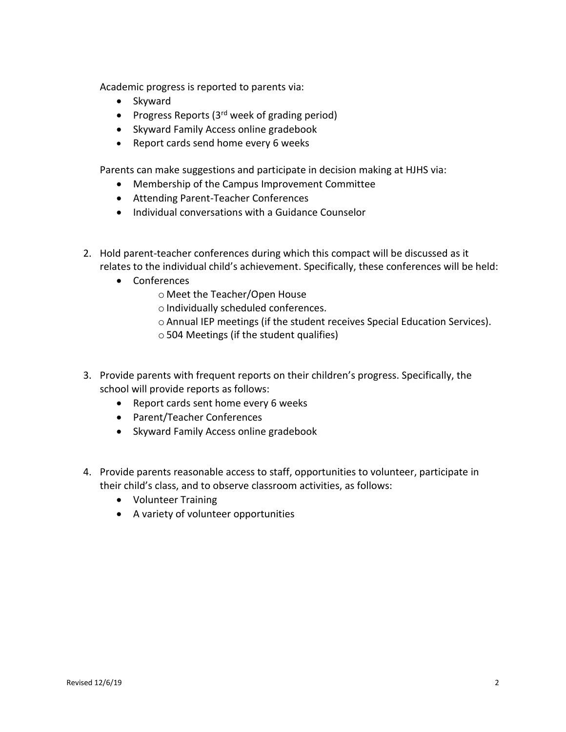Academic progress is reported to parents via:

- Skyward
- Progress Reports (3rd week of grading period)
- Skyward Family Access online gradebook
- Report cards send home every 6 weeks

Parents can make suggestions and participate in decision making at HJHS via:

- Membership of the Campus Improvement Committee
- Attending Parent-Teacher Conferences
- Individual conversations with a Guidance Counselor

2. Hold parent-teacher conferences during which this compact will be discussed as it relates to the individual child's achievement. Specifically, these conferences will be held:
   - Conferences
     - Meet the Teacher/Open House
     - Individually scheduled conferences.
     - Annual IEP meetings (if the student receives Special Education Services).
     - 504 Meetings (if the student qualifies)

3. Provide parents with frequent reports on their children's progress. Specifically, the school will provide reports as follows:
   - Report cards sent home every 6 weeks
   - Parent/Teacher Conferences
   - Skyward Family Access online gradebook

4. Provide parents reasonable access to staff, opportunities to volunteer, participate in their child's class, and to observe classroom activities, as follows:
   - Volunteer Training
   - A variety of volunteer opportunities

Revised 12/6/19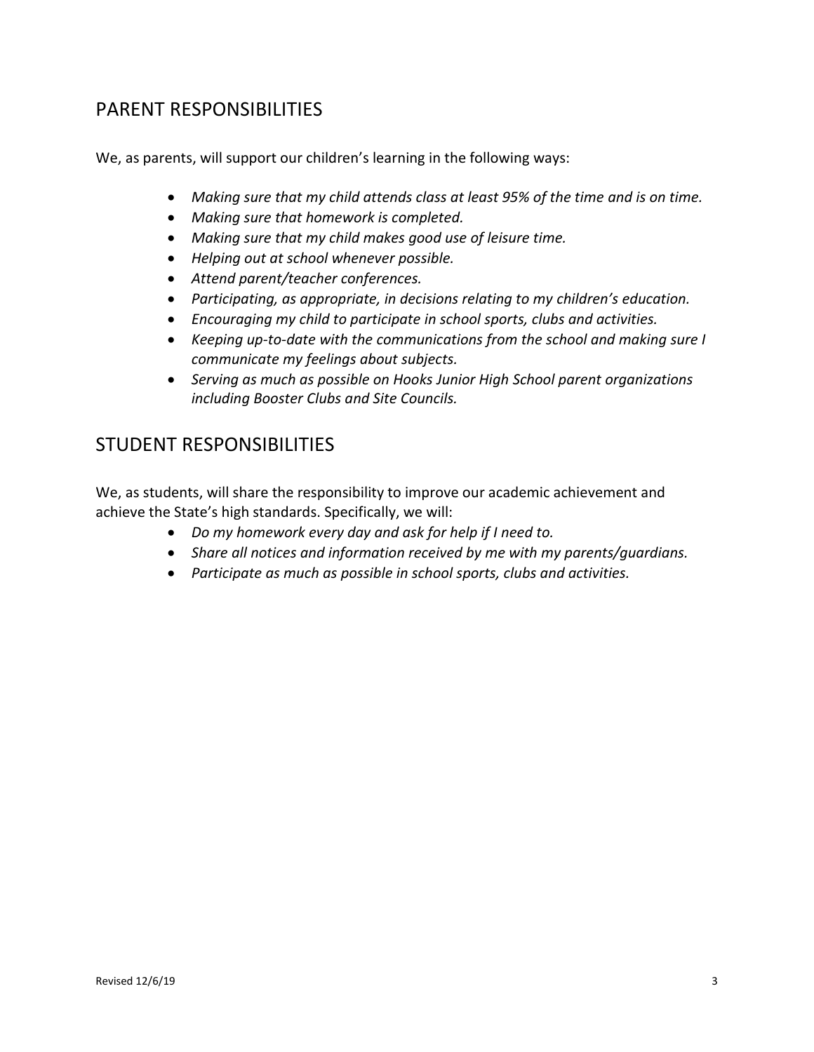## PARENT RESPONSIBILITIES

We, as parents, will support our children's learning in the following ways:

- *Making sure that my child attends class at least 95% of the time and is on time.*
- *Making sure that homework is completed.*
- *Making sure that my child makes good use of leisure time.*
- *Helping out at school whenever possible.*
- *Attend parent/teacher conferences.*
- *Participating, as appropriate, in decisions relating to my children's education.*
- *Encouraging my child to participate in school sports, clubs and activities.*
- *Keeping up-to-date with the communications from the school and making sure I communicate my feelings about subjects.*
- *Serving as much as possible on Hooks Junior High School parent organizations including Booster Clubs and Site Councils.*

## STUDENT RESPONSIBILITIES

We, as students, will share the responsibility to improve our academic achievement and achieve the State's high standards. Specifically, we will:

- *Do my homework every day and ask for help if I need to.*
- *Share all notices and information received by me with my parents/guardians.*
- *Participate as much as possible in school sports, clubs and activities.*

Revised 12/6/19